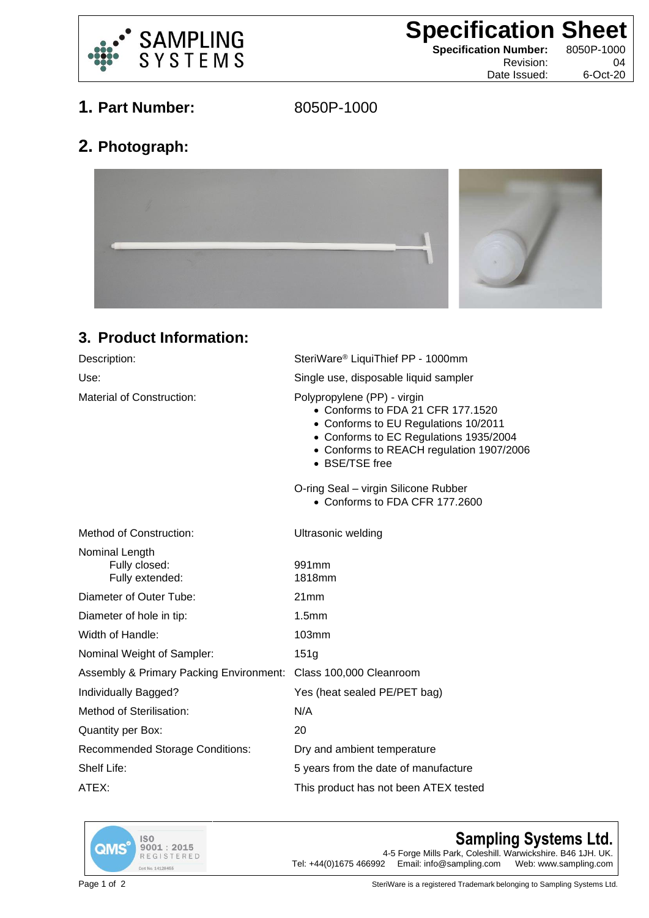# Specification Sheet

| | |
|---|---|
| **Specification Number:** | 8050P-1000 |
| Revision: | 04 |
| Date Issued: | 6-Oct-20 |

## 1. Part Number: 8050P-1000

## 2. Photograph:

## 3. Product Information:

| | |
|---|---|
| Description: | SteriWare® LiquiThief PP - 1000mm |
| Use: | Single use, disposable liquid sampler |
| Material of Construction: | Polypropylene (PP) - virgin<br>• Conforms to FDA 21 CFR 177.1520<br>• Conforms to EU Regulations 10/2011<br>• Conforms to EC Regulations 1935/2004<br>• Conforms to REACH regulation 1907/2006<br>• BSE/TSE free<br><br>O-ring Seal – virgin Silicone Rubber<br>• Conforms to FDA CFR 177.2600 |
| Method of Construction: | Ultrasonic welding |
| Nominal Length<br>Fully closed:<br>Fully extended: | <br>991mm<br>1818mm |
| Diameter of Outer Tube: | 21mm |
| Diameter of hole in tip: | 1.5mm |
| Width of Handle: | 103mm |
| Nominal Weight of Sampler: | 151g |
| Assembly & Primary Packing Environment: | Class 100,000 Cleanroom |
| Individually Bagged? | Yes (heat sealed PE/PET bag) |
| Method of Sterilisation: | N/A |
| Quantity per Box: | 20 |
| Recommended Storage Conditions: | Dry and ambient temperature |
| Shelf Life: | 5 years from the date of manufacture |
| ATEX: | This product has not been ATEX tested |

**Sampling Systems Ltd.**
4-5 Forge Mills Park, Coleshill. Warwickshire. B46 1JH. UK.
Tel: +44(0)1675 466992 Email: info@sampling.com Web: www.sampling.com

SteriWare is a registered Trademark belonging to Sampling Systems Ltd.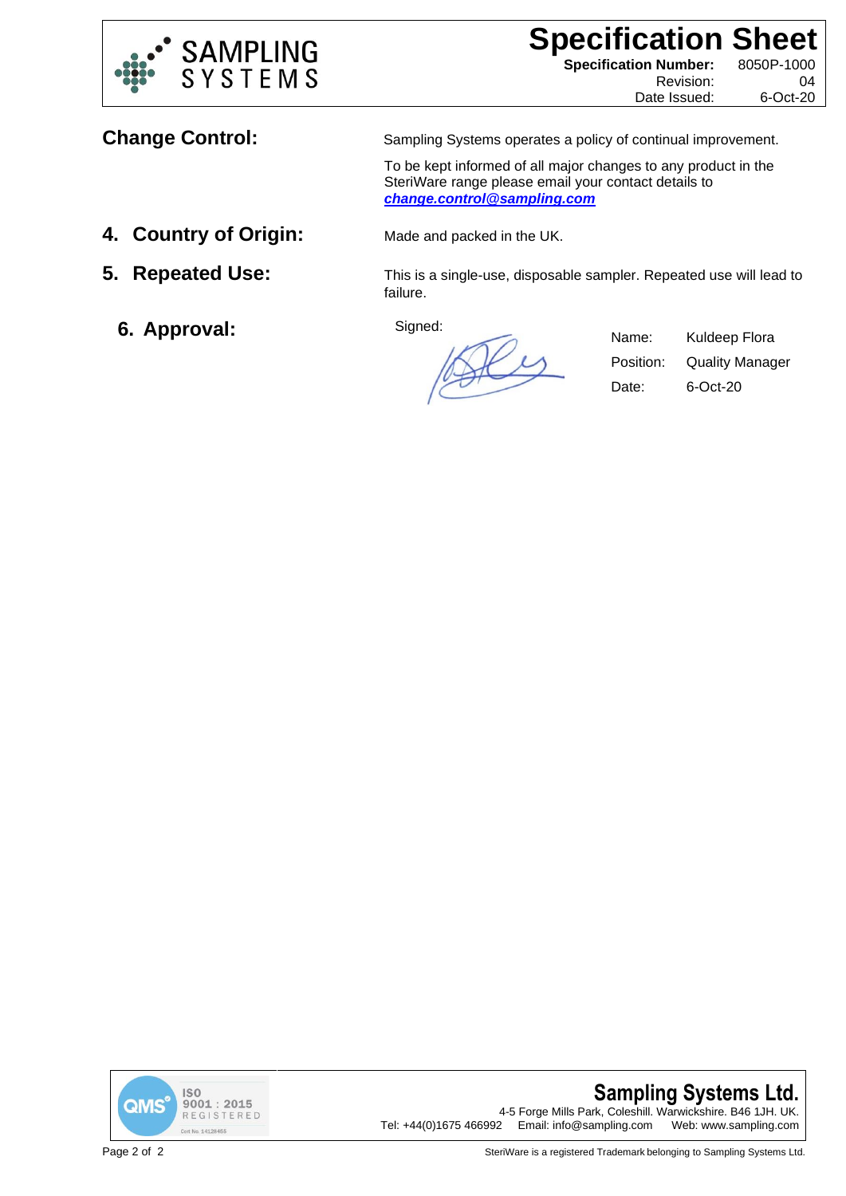## Change Control:

Sampling Systems operates a policy of continual improvement.

To be kept informed of all major changes to any product in the SteriWare range please email your contact details to ***change.control@sampling.com***

## 4. Country of Origin:

Made and packed in the UK.

## 5. Repeated Use:

This is a single-use, disposable sampler. Repeated use will lead to failure.

## 6. Approval:

Signed:

| | |
|---|---|
| Name: | Kuldeep Flora |
| Position: | Quality Manager |
| Date: | 6-Oct-20 |